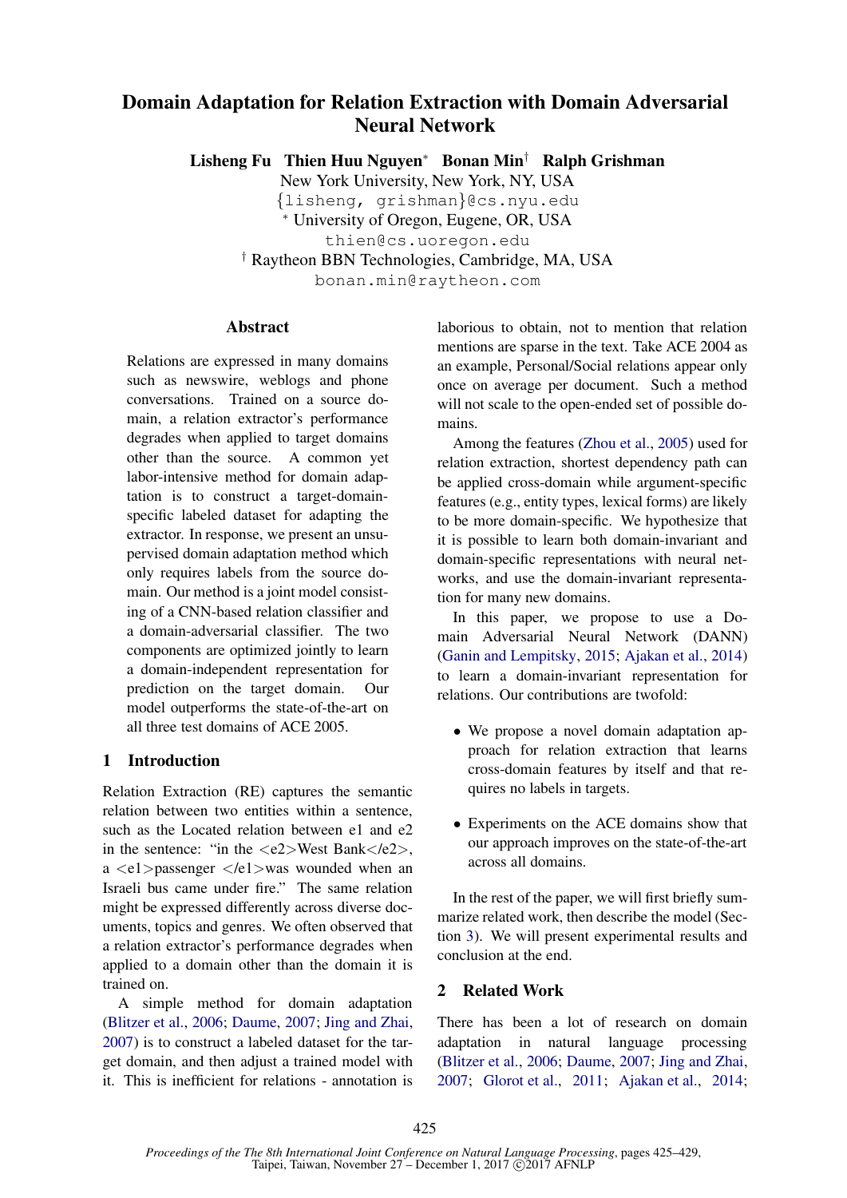# Domain Adaptation for Relation Extraction with Domain Adversarial Neural Network

**Lisheng Fu  Thien Huu Nguyen[*]  Bonan Min[†]  Ralph Grishman**

New York University, New York, NY, USA
{lisheng, grishman}@cs.nyu.edu
[*] University of Oregon, Eugene, OR, USA
thien@cs.uoregon.edu
[†] Raytheon BBN Technologies, Cambridge, MA, USA
bonan.min@raytheon.com

## Abstract

Relations are expressed in many domains such as newswire, weblogs and phone conversations. Trained on a source domain, a relation extractor's performance degrades when applied to target domains other than the source. A common yet labor-intensive method for domain adaptation is to construct a target-domain-specific labeled dataset for adapting the extractor. In response, we present an unsupervised domain adaptation method which only requires labels from the source domain. Our method is a joint model consisting of a CNN-based relation classifier and a domain-adversarial classifier. The two components are optimized jointly to learn a domain-independent representation for prediction on the target domain. Our model outperforms the state-of-the-art on all three test domains of ACE 2005.

## 1 Introduction

Relation Extraction (RE) captures the semantic relation between two entities within a sentence, such as the Located relation between e1 and e2 in the sentence: "in the <e2>West Bank</e2>, a <e1>passenger </e1>was wounded when an Israeli bus came under fire." The same relation might be expressed differently across diverse documents, topics and genres. We often observed that a relation extractor's performance degrades when applied to a domain other than the domain it is trained on.

A simple method for domain adaptation (Blitzer et al., 2006; Daume, 2007; Jing and Zhai, 2007) is to construct a labeled dataset for the target domain, and then adjust a trained model with it. This is inefficient for relations - annotation is laborious to obtain, not to mention that relation mentions are sparse in the text. Take ACE 2004 as an example, Personal/Social relations appear only once on average per document. Such a method will not scale to the open-ended set of possible domains.

Among the features (Zhou et al., 2005) used for relation extraction, shortest dependency path can be applied cross-domain while argument-specific features (e.g., entity types, lexical forms) are likely to be more domain-specific. We hypothesize that it is possible to learn both domain-invariant and domain-specific representations with neural networks, and use the domain-invariant representation for many new domains.

In this paper, we propose to use a Domain Adversarial Neural Network (DANN) (Ganin and Lempitsky, 2015; Ajakan et al., 2014) to learn a domain-invariant representation for relations. Our contributions are twofold:

- We propose a novel domain adaptation approach for relation extraction that learns cross-domain features by itself and that requires no labels in targets.
- Experiments on the ACE domains show that our approach improves on the state-of-the-art across all domains.

In the rest of the paper, we will first briefly summarize related work, then describe the model (Section 3). We will present experimental results and conclusion at the end.

## 2 Related Work

There has been a lot of research on domain adaptation in natural language processing (Blitzer et al., 2006; Daume, 2007; Jing and Zhai, 2007; Glorot et al., 2011; Ajakan et al., 2014;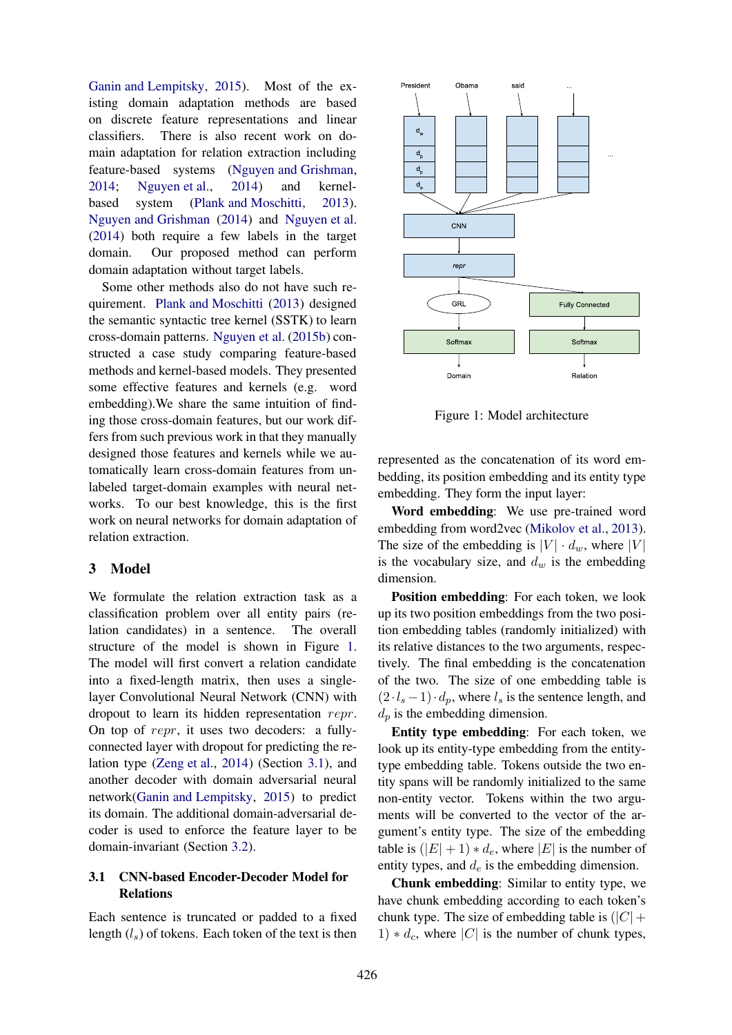Ganin and Lempitsky, 2015). Most of the existing domain adaptation methods are based on discrete feature representations and linear classifiers. There is also recent work on domain adaptation for relation extraction including feature-based systems (Nguyen and Grishman, 2014; Nguyen et al., 2014) and kernel-based system (Plank and Moschitti, 2013). Nguyen and Grishman (2014) and Nguyen et al. (2014) both require a few labels in the target domain. Our proposed method can perform domain adaptation without target labels.

Some other methods also do not have such requirement. Plank and Moschitti (2013) designed the semantic syntactic tree kernel (SSTK) to learn cross-domain patterns. Nguyen et al. (2015b) constructed a case study comparing feature-based methods and kernel-based models. They presented some effective features and kernels (e.g. word embedding).We share the same intuition of finding those cross-domain features, but our work differs from such previous work in that they manually designed those features and kernels while we automatically learn cross-domain features from unlabeled target-domain examples with neural networks. To our best knowledge, this is the first work on neural networks for domain adaptation of relation extraction.

## 3 Model

We formulate the relation extraction task as a classification problem over all entity pairs (relation candidates) in a sentence. The overall structure of the model is shown in Figure 1. The model will first convert a relation candidate into a fixed-length matrix, then uses a single-layer Convolutional Neural Network (CNN) with dropout to learn its hidden representation $repr$. On top of $repr$, it uses two decoders: a fully-connected layer with dropout for predicting the relation type (Zeng et al., 2014) (Section 3.1), and another decoder with domain adversarial neural network(Ganin and Lempitsky, 2015) to predict its domain. The additional domain-adversarial decoder is used to enforce the feature layer to be domain-invariant (Section 3.2).

### 3.1 CNN-based Encoder-Decoder Model for Relations

Each sentence is truncated or padded to a fixed length ($l_s$) of tokens. Each token of the text is then represented as the concatenation of its word embedding, its position embedding and its entity type embedding. They form the input layer:

Figure 1: Model architecture

**Word embedding**: We use pre-trained word embedding from word2vec (Mikolov et al., 2013). The size of the embedding is $|V| \cdot d_w$, where $|V|$ is the vocabulary size, and $d_w$ is the embedding dimension.

**Position embedding**: For each token, we look up its two position embeddings from the two position embedding tables (randomly initialized) with its relative distances to the two arguments, respectively. The final embedding is the concatenation of the two. The size of one embedding table is $(2 \cdot l_s - 1) \cdot d_p$, where $l_s$ is the sentence length, and $d_p$ is the embedding dimension.

**Entity type embedding**: For each token, we look up its entity-type embedding from the entity-type embedding table. Tokens outside the two entity spans will be randomly initialized to the same non-entity vector. Tokens within the two arguments will be converted to the vector of the argument's entity type. The size of the embedding table is $(|E| + 1) * d_e$, where $|E|$ is the number of entity types, and $d_e$ is the embedding dimension.

**Chunk embedding**: Similar to entity type, we have chunk embedding according to each token's chunk type. The size of embedding table is $(|C| + 1) * d_c$, where $|C|$ is the number of chunk types,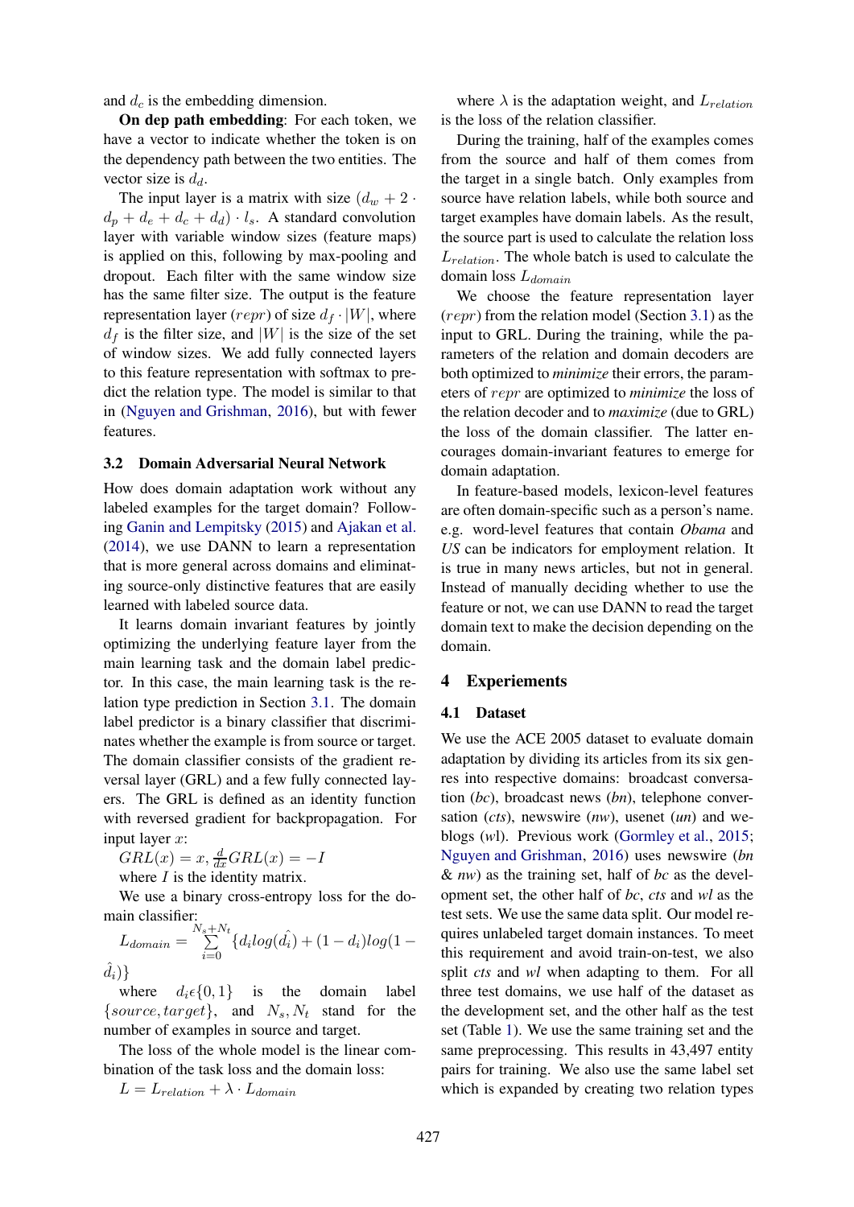and $d_c$ is the embedding dimension.

**On dep path embedding**: For each token, we have a vector to indicate whether the token is on the dependency path between the two entities. The vector size is $d_d$.

The input layer is a matrix with size $(d_w + 2 \cdot d_p + d_e + d_c + d_d) \cdot l_s$. A standard convolution layer with variable window sizes (feature maps) is applied on this, following by max-pooling and dropout. Each filter with the same window size has the same filter size. The output is the feature representation layer ($repr$) of size $d_f \cdot |W|$, where $d_f$ is the filter size, and $|W|$ is the size of the set of window sizes. We add fully connected layers to this feature representation with softmax to predict the relation type. The model is similar to that in (Nguyen and Grishman, 2016), but with fewer features.

### 3.2 Domain Adversarial Neural Network

How does domain adaptation work without any labeled examples for the target domain? Following Ganin and Lempitsky (2015) and Ajakan et al. (2014), we use DANN to learn a representation that is more general across domains and eliminating source-only distinctive features that are easily learned with labeled source data.

It learns domain invariant features by jointly optimizing the underlying feature layer from the main learning task and the domain label predictor. In this case, the main learning task is the relation type prediction in Section 3.1. The domain label predictor is a binary classifier that discriminates whether the example is from source or target. The domain classifier consists of the gradient reversal layer (GRL) and a few fully connected layers. The GRL is defined as an identity function with reversed gradient for backpropagation. For input layer $x$:

$$GRL(x) = x, \frac{d}{dx}GRL(x) = -I$$

where $I$ is the identity matrix.

We use a binary cross-entropy loss for the domain classifier:

$$L_{domain} = \sum_{i=0}^{N_s+N_t} \{d_i log(\hat{d_i}) + (1 - d_i) log(1 - \hat{d_i})\}$$

where $d_i \epsilon \{0, 1\}$ is the domain label $\{source, target\}$, and $N_s, N_t$ stand for the number of examples in source and target.

The loss of the whole model is the linear combination of the task loss and the domain loss:

$$L = L_{relation} + \lambda \cdot L_{domain}$$

where $\lambda$ is the adaptation weight, and $L_{relation}$ is the loss of the relation classifier.

During the training, half of the examples comes from the source and half of them comes from the target in a single batch. Only examples from source have relation labels, while both source and target examples have domain labels. As the result, the source part is used to calculate the relation loss $L_{relation}$. The whole batch is used to calculate the domain loss $L_{domain}$

We choose the feature representation layer ($repr$) from the relation model (Section 3.1) as the input to GRL. During the training, while the parameters of the relation and domain decoders are both optimized to *minimize* their errors, the parameters of $repr$ are optimized to *minimize* the loss of the relation decoder and to *maximize* (due to GRL) the loss of the domain classifier. The latter encourages domain-invariant features to emerge for domain adaptation.

In feature-based models, lexicon-level features are often domain-specific such as a person's name. e.g. word-level features that contain *Obama* and *US* can be indicators for employment relation. It is true in many news articles, but not in general. Instead of manually deciding whether to use the feature or not, we can use DANN to read the target domain text to make the decision depending on the domain.

## 4 Experiements

### 4.1 Dataset

We use the ACE 2005 dataset to evaluate domain adaptation by dividing its articles from its six genres into respective domains: broadcast conversation (*bc*), broadcast news (*bn*), telephone conversation (*cts*), newswire (*nw*), usenet (*un*) and weblogs (*wl*). Previous work (Gormley et al., 2015; Nguyen and Grishman, 2016) uses newswire (*bn* & *nw*) as the training set, half of *bc* as the development set, the other half of *bc*, *cts* and *wl* as the test sets. We use the same data split. Our model requires unlabeled target domain instances. To meet this requirement and avoid train-on-test, we also split *cts* and *wl* when adapting to them. For all three test domains, we use half of the dataset as the development set, and the other half as the test set (Table 1). We use the same training set and the same preprocessing. This results in 43,497 entity pairs for training. We also use the same label set which is expanded by creating two relation types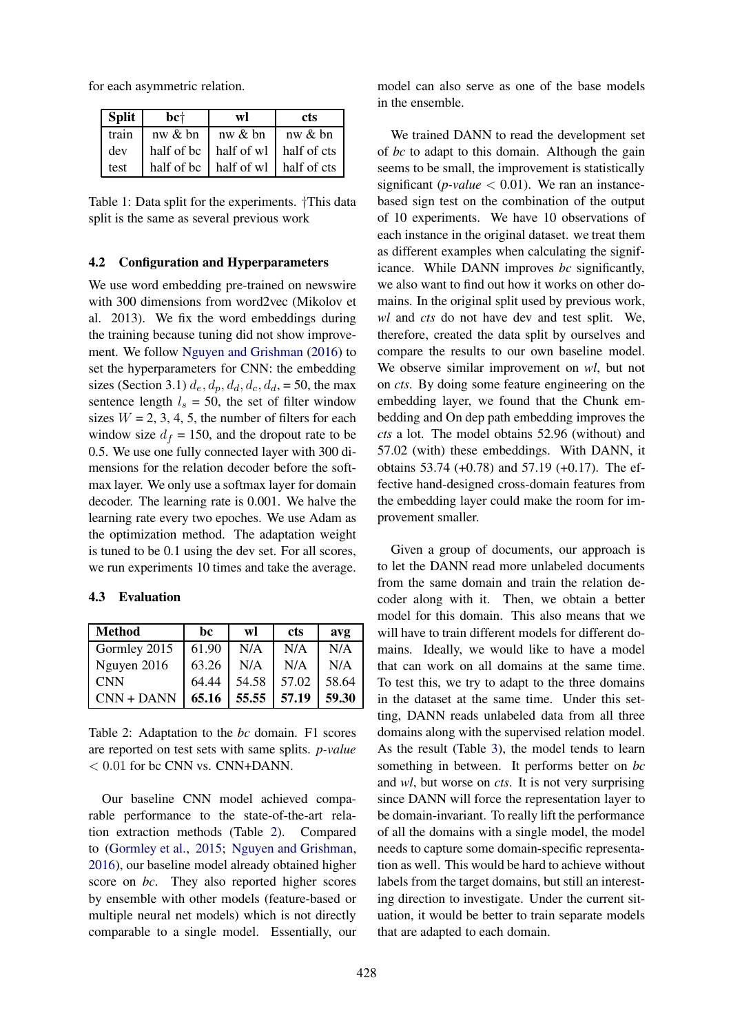for each asymmetric relation.

| Split | bc† | wl | cts |
|---|---|---|---|
| train | nw & bn | nw & bn | nw & bn |
| dev | half of bc | half of wl | half of cts |
| test | half of bc | half of wl | half of cts |

Table 1: Data split for the experiments. †This data split is the same as several previous work

### 4.2 Configuration and Hyperparameters

We use word embedding pre-trained on newswire with 300 dimensions from word2vec (Mikolov et al. 2013). We fix the word embeddings during the training because tuning did not show improvement. We follow Nguyen and Grishman (2016) to set the hyperparameters for CNN: the embedding sizes (Section 3.1) $d_e, d_p, d_d, d_c, d_d$, = 50, the max sentence length $l_s$ = 50, the set of filter window sizes $W$ = 2, 3, 4, 5, the number of filters for each window size $d_f$ = 150, and the dropout rate to be 0.5. We use one fully connected layer with 300 dimensions for the relation decoder before the softmax layer. We only use a softmax layer for domain decoder. The learning rate is 0.001. We halve the learning rate every two epoches. We use Adam as the optimization method. The adaptation weight is tuned to be 0.1 using the dev set. For all scores, we run experiments 10 times and take the average.

### 4.3 Evaluation

| Method | bc | wl | cts | avg |
|---|---|---|---|---|
| Gormley 2015 | 61.90 | N/A | N/A | N/A |
| Nguyen 2016 | 63.26 | N/A | N/A | N/A |
| CNN | 64.44 | 54.58 | 57.02 | 58.64 |
| CNN + DANN | **65.16** | **55.55** | **57.19** | **59.30** |

Table 2: Adaptation to the *bc* domain. F1 scores are reported on test sets with same splits. *p-value* $< 0.01$ for bc CNN vs. CNN+DANN.

Our baseline CNN model achieved comparable performance to the state-of-the-art relation extraction methods (Table 2). Compared to (Gormley et al., 2015; Nguyen and Grishman, 2016), our baseline model already obtained higher score on *bc*. They also reported higher scores by ensemble with other models (feature-based or multiple neural net models) which is not directly comparable to a single model. Essentially, our model can also serve as one of the base models in the ensemble.

We trained DANN to read the development set of *bc* to adapt to this domain. Although the gain seems to be small, the improvement is statistically significant (*p-value* $< 0.01$). We ran an instance-based sign test on the combination of the output of 10 experiments. We have 10 observations of each instance in the original dataset. we treat them as different examples when calculating the significance. While DANN improves *bc* significantly, we also want to find out how it works on other domains. In the original split used by previous work, *wl* and *cts* do not have dev and test split. We, therefore, created the data split by ourselves and compare the results to our own baseline model. We observe similar improvement on *wl*, but not on *cts*. By doing some feature engineering on the embedding layer, we found that the Chunk embedding and On dep path embedding improves the *cts* a lot. The model obtains 52.96 (without) and 57.02 (with) these embeddings. With DANN, it obtains 53.74 (+0.78) and 57.19 (+0.17). The effective hand-designed cross-domain features from the embedding layer could make the room for improvement smaller.

Given a group of documents, our approach is to let the DANN read more unlabeled documents from the same domain and train the relation decoder along with it. Then, we obtain a better model for this domain. This also means that we will have to train different models for different domains. Ideally, we would like to have a model that can work on all domains at the same time. To test this, we try to adapt to the three domains in the dataset at the same time. Under this setting, DANN reads unlabeled data from all three domains along with the supervised relation model. As the result (Table 3), the model tends to learn something in between. It performs better on *bc* and *wl*, but worse on *cts*. It is not very surprising since DANN will force the representation layer to be domain-invariant. To really lift the performance of all the domains with a single model, the model needs to capture some domain-specific representation as well. This would be hard to achieve without labels from the target domains, but still an interesting direction to investigate. Under the current situation, it would be better to train separate models that are adapted to each domain.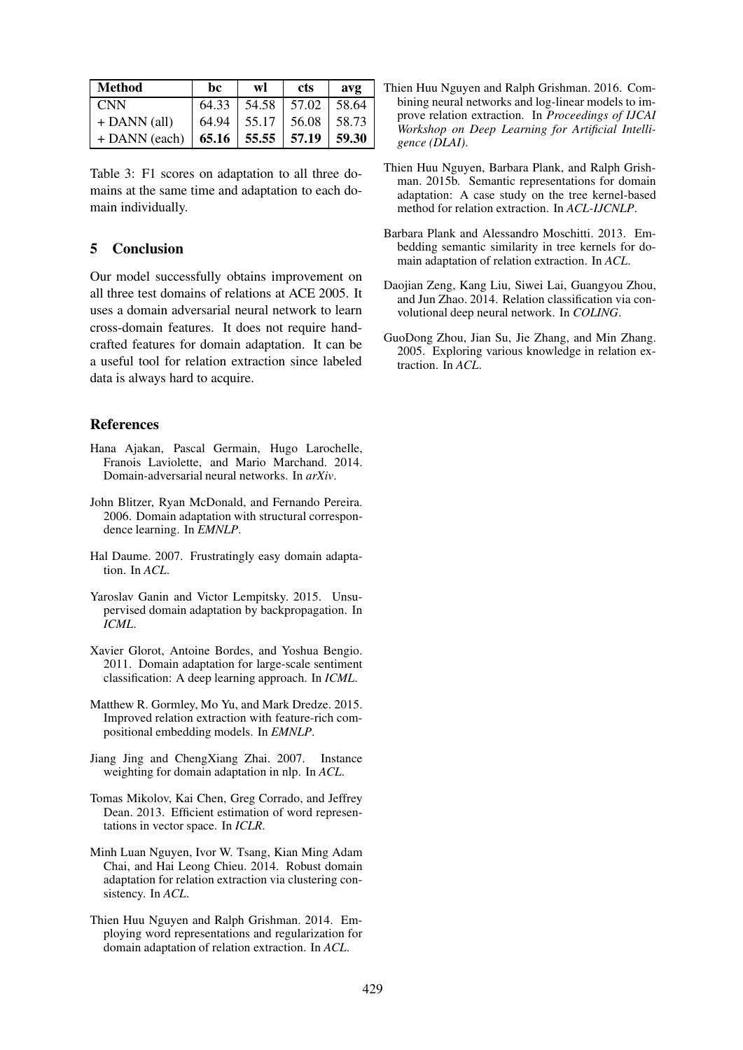| Method | bc | wl | cts | avg |
|---|---|---|---|---|
| CNN | 64.33 | 54.58 | 57.02 | 58.64 |
| + DANN (all) | 64.94 | 55.17 | 56.08 | 58.73 |
| + DANN (each) | **65.16** | **55.55** | **57.19** | **59.30** |

Table 3: F1 scores on adaptation to all three domains at the same time and adaptation to each domain individually.

## 5 Conclusion

Our model successfully obtains improvement on all three test domains of relations at ACE 2005. It uses a domain adversarial neural network to learn cross-domain features. It does not require hand-crafted features for domain adaptation. It can be a useful tool for relation extraction since labeled data is always hard to acquire.

## References

Hana Ajakan, Pascal Germain, Hugo Larochelle, Franois Laviolette, and Mario Marchand. 2014. Domain-adversarial neural networks. In *arXiv*.

John Blitzer, Ryan McDonald, and Fernando Pereira. 2006. Domain adaptation with structural correspondence learning. In *EMNLP*.

Hal Daume. 2007. Frustratingly easy domain adaptation. In *ACL*.

Yaroslav Ganin and Victor Lempitsky. 2015. Unsupervised domain adaptation by backpropagation. In *ICML*.

Xavier Glorot, Antoine Bordes, and Yoshua Bengio. 2011. Domain adaptation for large-scale sentiment classification: A deep learning approach. In *ICML*.

Matthew R. Gormley, Mo Yu, and Mark Dredze. 2015. Improved relation extraction with feature-rich compositional embedding models. In *EMNLP*.

Jiang Jing and ChengXiang Zhai. 2007. Instance weighting for domain adaptation in nlp. In *ACL*.

Tomas Mikolov, Kai Chen, Greg Corrado, and Jeffrey Dean. 2013. Efficient estimation of word representations in vector space. In *ICLR*.

Minh Luan Nguyen, Ivor W. Tsang, Kian Ming Adam Chai, and Hai Leong Chieu. 2014. Robust domain adaptation for relation extraction via clustering consistency. In *ACL*.

Thien Huu Nguyen and Ralph Grishman. 2014. Employing word representations and regularization for domain adaptation of relation extraction. In *ACL*.

Thien Huu Nguyen and Ralph Grishman. 2016. Combining neural networks and log-linear models to improve relation extraction. In *Proceedings of IJCAI Workshop on Deep Learning for Artificial Intelligence (DLAI)*.

Thien Huu Nguyen, Barbara Plank, and Ralph Grishman. 2015b. Semantic representations for domain adaptation: A case study on the tree kernel-based method for relation extraction. In *ACL-IJCNLP*.

Barbara Plank and Alessandro Moschitti. 2013. Embedding semantic similarity in tree kernels for domain adaptation of relation extraction. In *ACL*.

Daojian Zeng, Kang Liu, Siwei Lai, Guangyou Zhou, and Jun Zhao. 2014. Relation classification via convolutional deep neural network. In *COLING*.

GuoDong Zhou, Jian Su, Jie Zhang, and Min Zhang. 2005. Exploring various knowledge in relation extraction. In *ACL*.